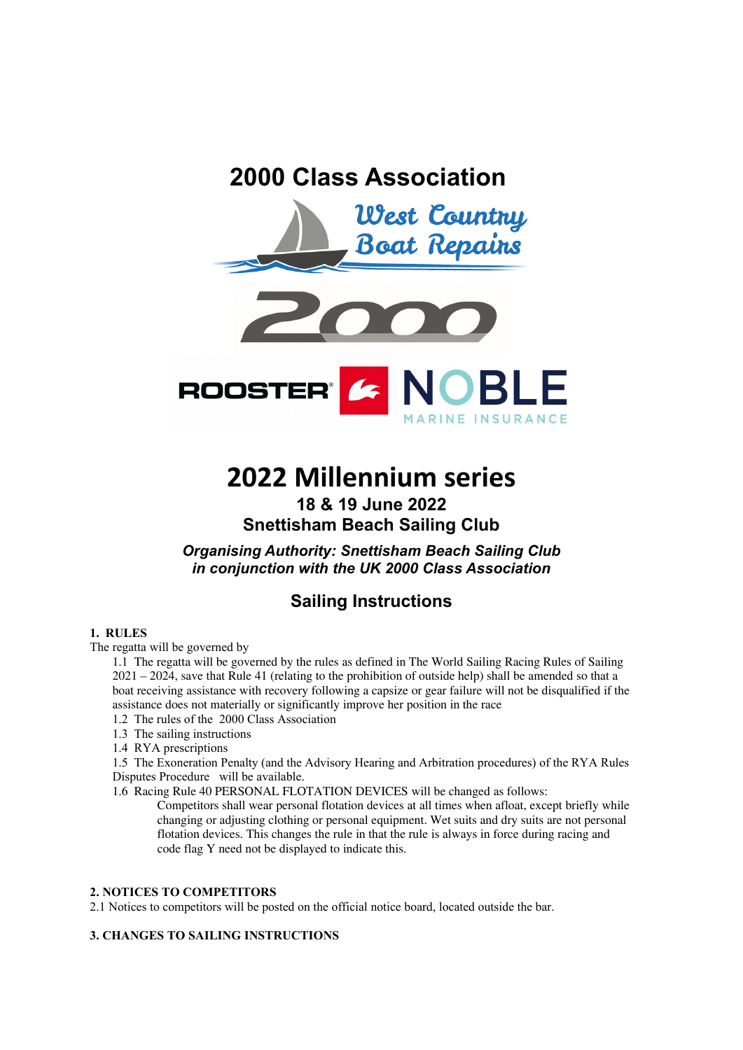# 2000 Class Association

West Country Boat Repairs

2000

ROOSTER NOBLE MARINE INSURANCE

# 2022 Millennium series

### 18 & 19 June 2022
### Snettisham Beach Sailing Club

***Organising Authority: Snettisham Beach Sailing Club in conjunction with the UK 2000 Class Association***

## Sailing Instructions

**1. RULES**

The regatta will be governed by

1.1 The regatta will be governed by the rules as defined in The World Sailing Racing Rules of Sailing 2021 – 2024, save that Rule 41 (relating to the prohibition of outside help) shall be amended so that a boat receiving assistance with recovery following a capsize or gear failure will not be disqualified if the assistance does not materially or significantly improve her position in the race

1.2 The rules of the 2000 Class Association

1.3 The sailing instructions

1.4 RYA prescriptions

1.5 The Exoneration Penalty (and the Advisory Hearing and Arbitration procedures) of the RYA Rules Disputes Procedure will be available.

1.6 Racing Rule 40 PERSONAL FLOTATION DEVICES will be changed as follows:

Competitors shall wear personal flotation devices at all times when afloat, except briefly while changing or adjusting clothing or personal equipment. Wet suits and dry suits are not personal flotation devices. This changes the rule in that the rule is always in force during racing and code flag Y need not be displayed to indicate this.

**2. NOTICES TO COMPETITORS**

2.1 Notices to competitors will be posted on the official notice board, located outside the bar.

**3. CHANGES TO SAILING INSTRUCTIONS**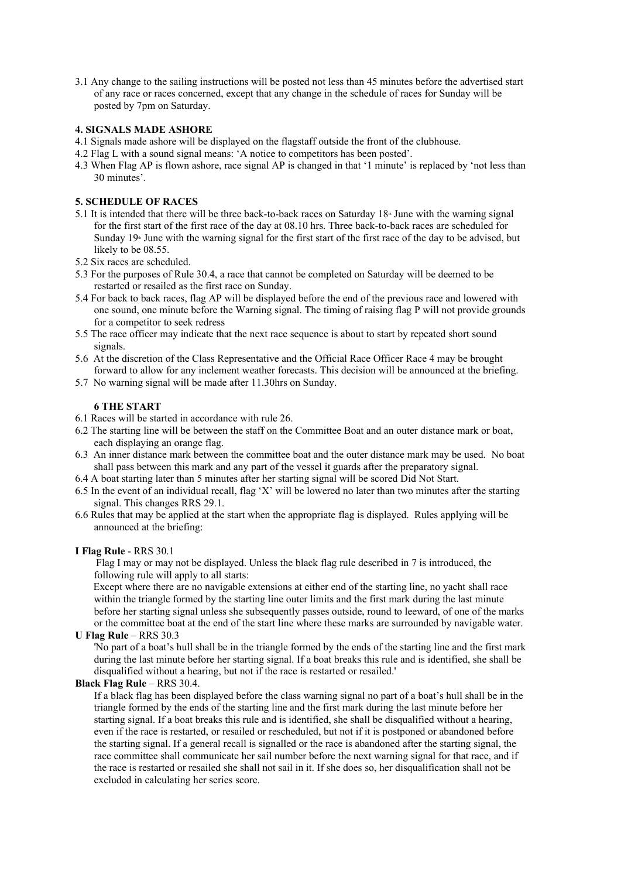3.1 Any change to the sailing instructions will be posted not less than 45 minutes before the advertised start of any race or races concerned, except that any change in the schedule of races for Sunday will be posted by 7pm on Saturday.

**4. SIGNALS MADE ASHORE**

4.1 Signals made ashore will be displayed on the flagstaff outside the front of the clubhouse.

4.2 Flag L with a sound signal means: 'A notice to competitors has been posted'.

4.3 When Flag AP is flown ashore, race signal AP is changed in that '1 minute' is replaced by 'not less than 30 minutes'.

**5. SCHEDULE OF RACES**

5.1 It is intended that there will be three back-to-back races on Saturday 18th June with the warning signal for the first start of the first race of the day at 08.10 hrs. Three back-to-back races are scheduled for Sunday 19th June with the warning signal for the first start of the first race of the day to be advised, but likely to be 08.55.

5.2 Six races are scheduled.

5.3 For the purposes of Rule 30.4, a race that cannot be completed on Saturday will be deemed to be restarted or resailed as the first race on Sunday.

5.4 For back to back races, flag AP will be displayed before the end of the previous race and lowered with one sound, one minute before the Warning signal. The timing of raising flag P will not provide grounds for a competitor to seek redress

5.5 The race officer may indicate that the next race sequence is about to start by repeated short sound signals.

5.6 At the discretion of the Class Representative and the Official Race Officer Race 4 may be brought forward to allow for any inclement weather forecasts. This decision will be announced at the briefing.

5.7 No warning signal will be made after 11.30hrs on Sunday.

**6 THE START**

6.1 Races will be started in accordance with rule 26.

6.2 The starting line will be between the staff on the Committee Boat and an outer distance mark or boat, each displaying an orange flag.

6.3 An inner distance mark between the committee boat and the outer distance mark may be used. No boat shall pass between this mark and any part of the vessel it guards after the preparatory signal.

6.4 A boat starting later than 5 minutes after her starting signal will be scored Did Not Start.

6.5 In the event of an individual recall, flag 'X' will be lowered no later than two minutes after the starting signal. This changes RRS 29.1.

6.6 Rules that may be applied at the start when the appropriate flag is displayed. Rules applying will be announced at the briefing:

**I Flag Rule** - RRS 30.1

Flag I may or may not be displayed. Unless the black flag rule described in 7 is introduced, the following rule will apply to all starts:

Except where there are no navigable extensions at either end of the starting line, no yacht shall race within the triangle formed by the starting line outer limits and the first mark during the last minute before her starting signal unless she subsequently passes outside, round to leeward, of one of the marks or the committee boat at the end of the start line where these marks are surrounded by navigable water.

**U Flag Rule** – RRS 30.3

'No part of a boat's hull shall be in the triangle formed by the ends of the starting line and the first mark during the last minute before her starting signal. If a boat breaks this rule and is identified, she shall be disqualified without a hearing, but not if the race is restarted or resailed.'

**Black Flag Rule** – RRS 30.4.

If a black flag has been displayed before the class warning signal no part of a boat's hull shall be in the triangle formed by the ends of the starting line and the first mark during the last minute before her starting signal. If a boat breaks this rule and is identified, she shall be disqualified without a hearing, even if the race is restarted, or resailed or rescheduled, but not if it is postponed or abandoned before the starting signal. If a general recall is signalled or the race is abandoned after the starting signal, the race committee shall communicate her sail number before the next warning signal for that race, and if the race is restarted or resailed she shall not sail in it. If she does so, her disqualification shall not be excluded in calculating her series score.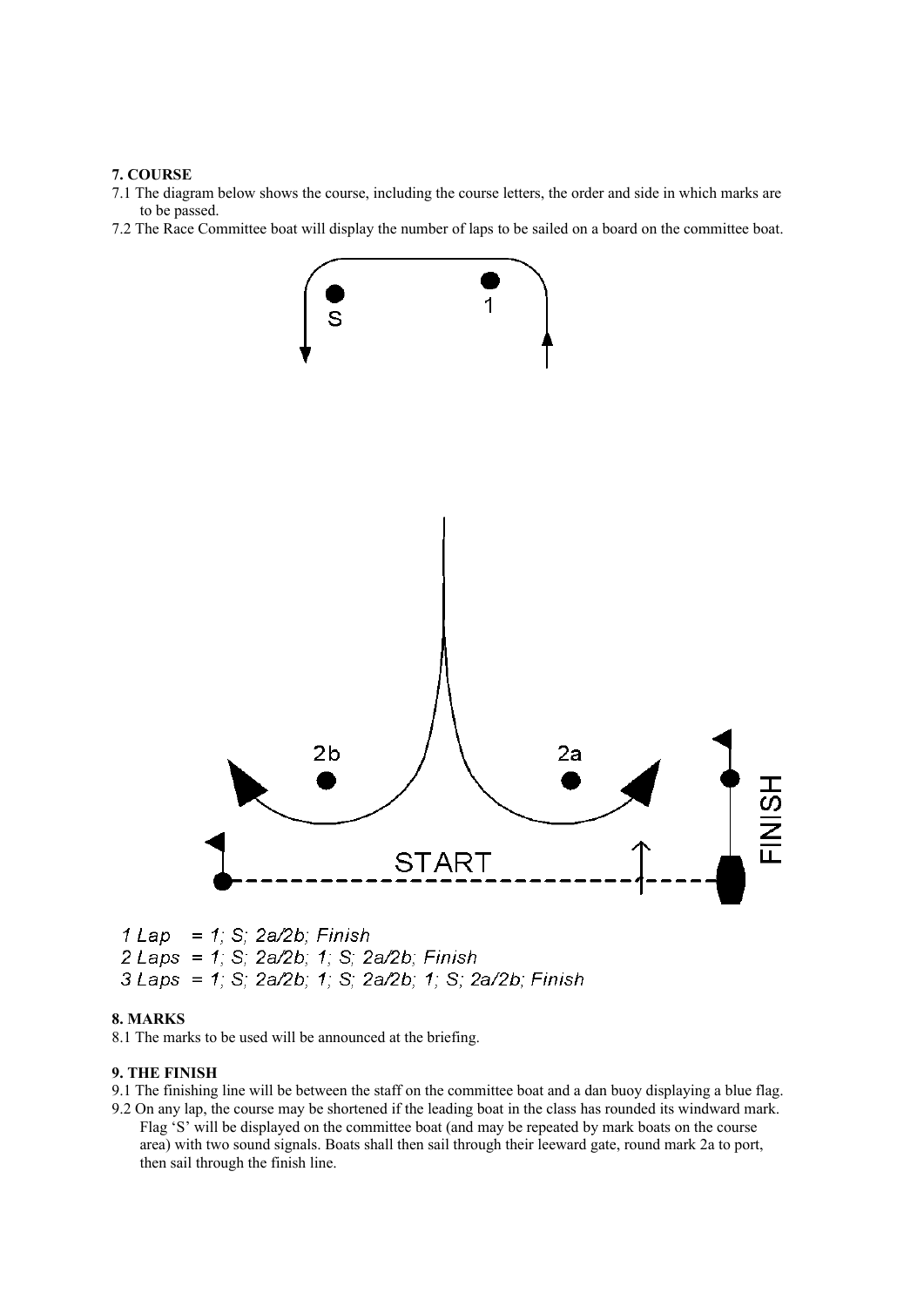**7. COURSE**

7.1 The diagram below shows the course, including the course letters, the order and side in which marks are to be passed.

7.2 The Race Committee boat will display the number of laps to be sailed on a board on the committee boat.

*1 Lap = 1; S; 2a/2b; Finish*
*2 Laps = 1; S; 2a/2b; 1; S; 2a/2b; Finish*
*3 Laps = 1; S; 2a/2b; 1; S; 2a/2b; 1; S; 2a/2b; Finish*

**8. MARKS**

8.1 The marks to be used will be announced at the briefing.

**9. THE FINISH**

9.1 The finishing line will be between the staff on the committee boat and a dan buoy displaying a blue flag.

9.2 On any lap, the course may be shortened if the leading boat in the class has rounded its windward mark. Flag 'S' will be displayed on the committee boat (and may be repeated by mark boats on the course area) with two sound signals. Boats shall then sail through their leeward gate, round mark 2a to port, then sail through the finish line.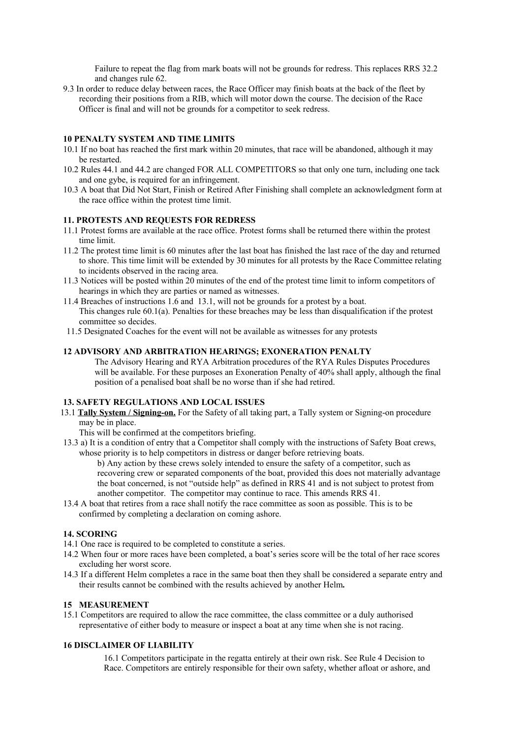Failure to repeat the flag from mark boats will not be grounds for redress. This replaces RRS 32.2 and changes rule 62.

9.3 In order to reduce delay between races, the Race Officer may finish boats at the back of the fleet by recording their positions from a RIB, which will motor down the course. The decision of the Race Officer is final and will not be grounds for a competitor to seek redress.

## 10 PENALTY SYSTEM AND TIME LIMITS

10.1 If no boat has reached the first mark within 20 minutes, that race will be abandoned, although it may be restarted.

10.2 Rules 44.1 and 44.2 are changed FOR ALL COMPETITORS so that only one turn, including one tack and one gybe, is required for an infringement.

10.3 A boat that Did Not Start, Finish or Retired After Finishing shall complete an acknowledgment form at the race office within the protest time limit.

## 11. PROTESTS AND REQUESTS FOR REDRESS

11.1 Protest forms are available at the race office. Protest forms shall be returned there within the protest time limit.

11.2 The protest time limit is 60 minutes after the last boat has finished the last race of the day and returned to shore. This time limit will be extended by 30 minutes for all protests by the Race Committee relating to incidents observed in the racing area.

11.3 Notices will be posted within 20 minutes of the end of the protest time limit to inform competitors of hearings in which they are parties or named as witnesses.

11.4 Breaches of instructions 1.6 and 13.1, will not be grounds for a protest by a boat. This changes rule 60.1(a). Penalties for these breaches may be less than disqualification if the protest committee so decides.

11.5 Designated Coaches for the event will not be available as witnesses for any protests

## 12 ADVISORY AND ARBITRATION HEARINGS; EXONERATION PENALTY

The Advisory Hearing and RYA Arbitration procedures of the RYA Rules Disputes Procedures will be available. For these purposes an Exoneration Penalty of 40% shall apply, although the final position of a penalised boat shall be no worse than if she had retired.

## 13. SAFETY REGULATIONS AND LOCAL ISSUES

13.1 **Tally System / Signing-on.** For the Safety of all taking part, a Tally system or Signing-on procedure may be in place.
This will be confirmed at the competitors briefing.

13.3 a) It is a condition of entry that a Competitor shall comply with the instructions of Safety Boat crews, whose priority is to help competitors in distress or danger before retrieving boats.

b) Any action by these crews solely intended to ensure the safety of a competitor, such as recovering crew or separated components of the boat, provided this does not materially advantage the boat concerned, is not "outside help" as defined in RRS 41 and is not subject to protest from another competitor. The competitor may continue to race. This amends RRS 41.

13.4 A boat that retires from a race shall notify the race committee as soon as possible. This is to be confirmed by completing a declaration on coming ashore.

## 14. SCORING

14.1 One race is required to be completed to constitute a series.

14.2 When four or more races have been completed, a boat's series score will be the total of her race scores excluding her worst score.

14.3 If a different Helm completes a race in the same boat then they shall be considered a separate entry and their results cannot be combined with the results achieved by another Helm**.**

## 15 MEASUREMENT

15.1 Competitors are required to allow the race committee, the class committee or a duly authorised representative of either body to measure or inspect a boat at any time when she is not racing.

## 16 DISCLAIMER OF LIABILITY

16.1 Competitors participate in the regatta entirely at their own risk. See Rule 4 Decision to Race. Competitors are entirely responsible for their own safety, whether afloat or ashore, and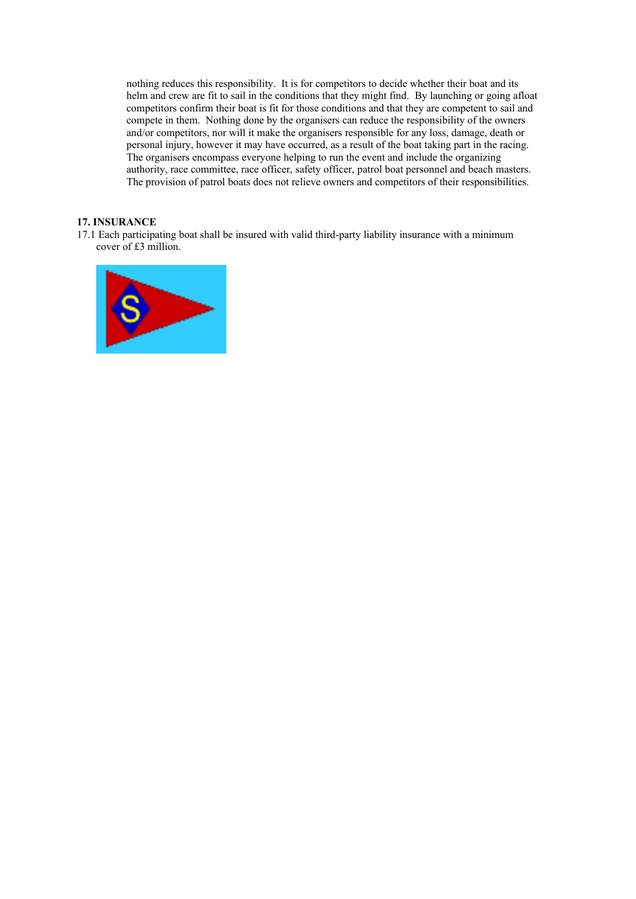nothing reduces this responsibility. It is for competitors to decide whether their boat and its helm and crew are fit to sail in the conditions that they might find. By launching or going afloat competitors confirm their boat is fit for those conditions and that they are competent to sail and compete in them. Nothing done by the organisers can reduce the responsibility of the owners and/or competitors, nor will it make the organisers responsible for any loss, damage, death or personal injury, however it may have occurred, as a result of the boat taking part in the racing. The organisers encompass everyone helping to run the event and include the organizing authority, race committee, race officer, safety officer, patrol boat personnel and beach masters. The provision of patrol boats does not relieve owners and competitors of their responsibilities.

**17. INSURANCE**

17.1 Each participating boat shall be insured with valid third-party liability insurance with a minimum cover of £3 million.